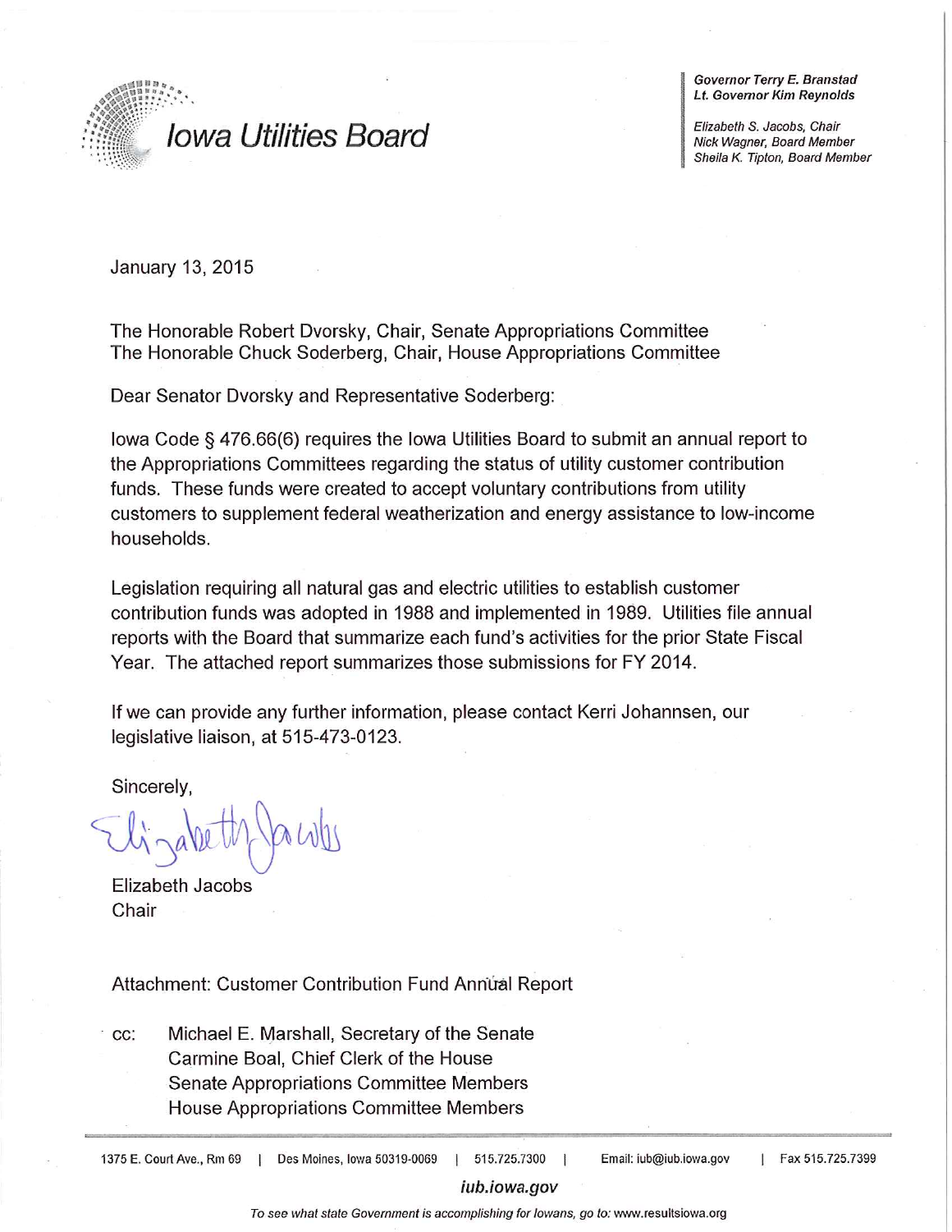# Iowa Utilities Board

*Governor Terry E. Branstad*
*Lt. Governor Kim Reynolds*

*Elizabeth S. Jacobs, Chair*
*Nick Wagner, Board Member*
*Sheila K. Tipton, Board Member*

January 13, 2015

The Honorable Robert Dvorsky, Chair, Senate Appropriations Committee
The Honorable Chuck Soderberg, Chair, House Appropriations Committee

Dear Senator Dvorsky and Representative Soderberg:

Iowa Code § 476.66(6) requires the Iowa Utilities Board to submit an annual report to the Appropriations Committees regarding the status of utility customer contribution funds. These funds were created to accept voluntary contributions from utility customers to supplement federal weatherization and energy assistance to low-income households.

Legislation requiring all natural gas and electric utilities to establish customer contribution funds was adopted in 1988 and implemented in 1989. Utilities file annual reports with the Board that summarize each fund's activities for the prior State Fiscal Year. The attached report summarizes those submissions for FY 2014.

If we can provide any further information, please contact Kerri Johannsen, our legislative liaison, at 515-473-0123.

Sincerely,

Elizabeth Jacobs
Chair

Attachment: Customer Contribution Fund Annual Report

cc: Michael E. Marshall, Secretary of the Senate
Carmine Boal, Chief Clerk of the House
Senate Appropriations Committee Members
House Appropriations Committee Members

1375 E. Court Ave., Rm 69 | Des Moines, Iowa 50319-0069 | 515.725.7300 | Email: iub@iub.iowa.gov | Fax 515.725.7399

*iub.iowa.gov*

*To see what state Government is accomplishing for Iowans, go to: www.resultsiowa.org*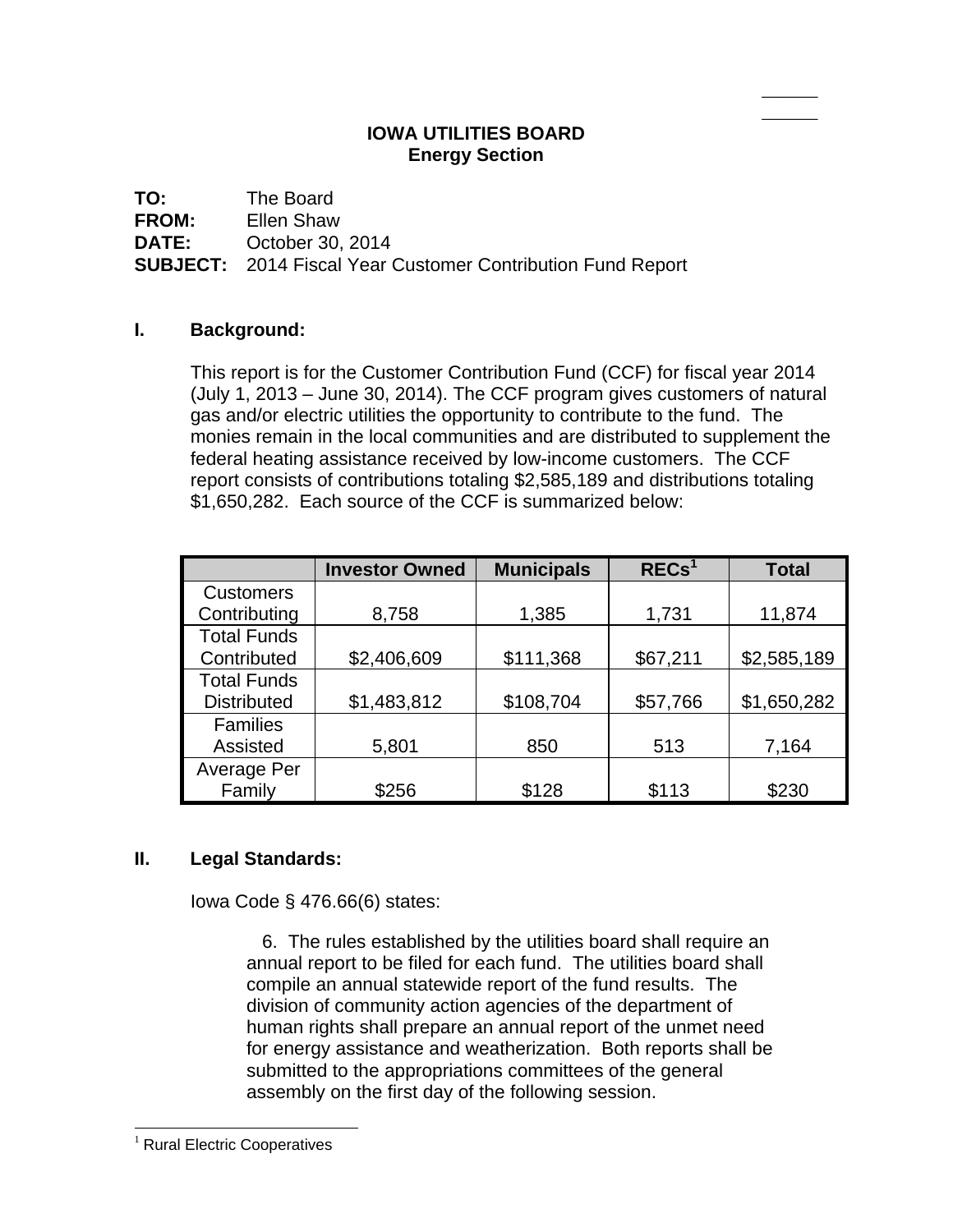**IOWA UTILITIES BOARD**
**Energy Section**

**TO:** The Board
**FROM:** Ellen Shaw
**DATE:** October 30, 2014
**SUBJECT:** 2014 Fiscal Year Customer Contribution Fund Report

## I. Background:

This report is for the Customer Contribution Fund (CCF) for fiscal year 2014 (July 1, 2013 – June 30, 2014). The CCF program gives customers of natural gas and/or electric utilities the opportunity to contribute to the fund. The monies remain in the local communities and are distributed to supplement the federal heating assistance received by low-income customers. The CCF report consists of contributions totaling $2,585,189 and distributions totaling $1,650,282. Each source of the CCF is summarized below:

| | Investor Owned | Municipals | RECs[1] | Total |
|---|---|---|---|---|
| Customers Contributing | 8,758 | 1,385 | 1,731 | 11,874 |
| Total Funds Contributed | $2,406,609 | $111,368 | $67,211 | $2,585,189 |
| Total Funds Distributed | $1,483,812 | $108,704 | $57,766 | $1,650,282 |
| Families Assisted | 5,801 | 850 | 513 | 7,164 |
| Average Per Family | $256 | $128 | $113 | $230 |

## II. Legal Standards:

Iowa Code § 476.66(6) states:

> 6. The rules established by the utilities board shall require an annual report to be filed for each fund. The utilities board shall compile an annual statewide report of the fund results. The division of community action agencies of the department of human rights shall prepare an annual report of the unmet need for energy assistance and weatherization. Both reports shall be submitted to the appropriations committees of the general assembly on the first day of the following session.

[1] Rural Electric Cooperatives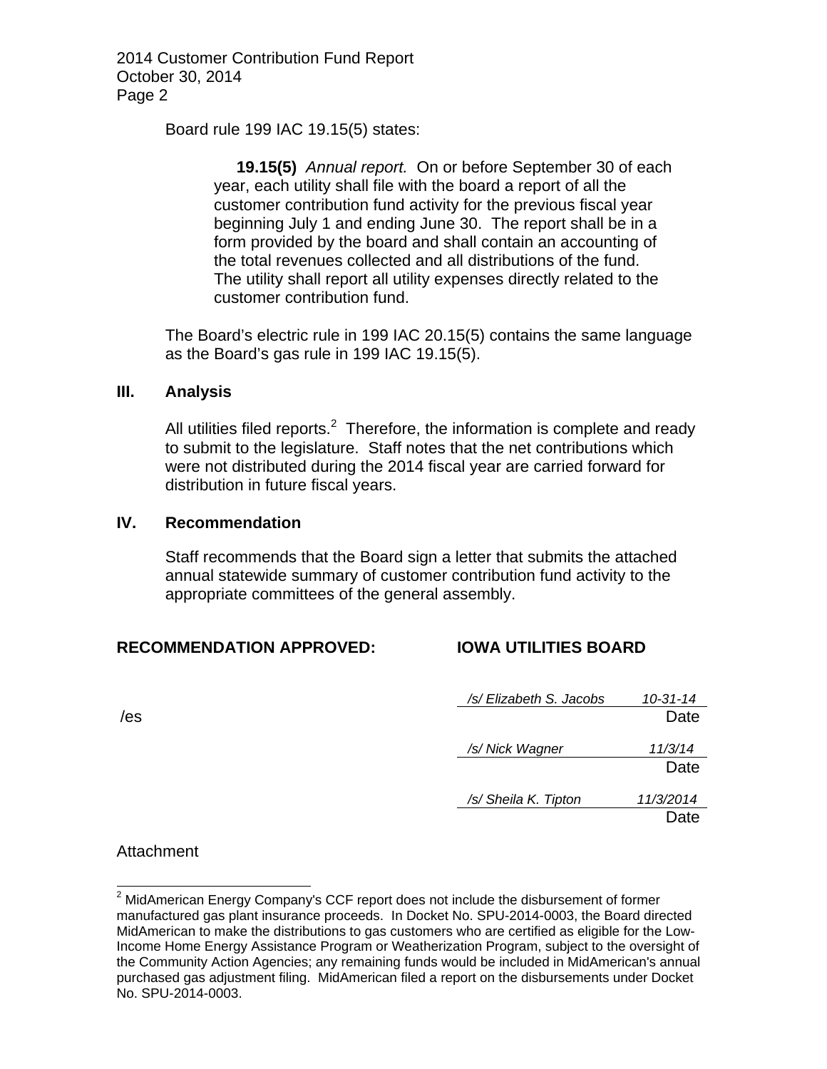Board rule 199 IAC 19.15(5) states:

> **19.15(5)** *Annual report.* On or before September 30 of each year, each utility shall file with the board a report of all the customer contribution fund activity for the previous fiscal year beginning July 1 and ending June 30. The report shall be in a form provided by the board and shall contain an accounting of the total revenues collected and all distributions of the fund. The utility shall report all utility expenses directly related to the customer contribution fund.

The Board's electric rule in 199 IAC 20.15(5) contains the same language as the Board's gas rule in 199 IAC 19.15(5).

## III. Analysis

All utilities filed reports.[2] Therefore, the information is complete and ready to submit to the legislature. Staff notes that the net contributions which were not distributed during the 2014 fiscal year are carried forward for distribution in future fiscal years.

## IV. Recommendation

Staff recommends that the Board sign a letter that submits the attached annual statewide summary of customer contribution fund activity to the appropriate committees of the general assembly.

**RECOMMENDATION APPROVED:** **IOWA UTILITIES BOARD**

/es

| | |
|---|---|
| */s/ Elizabeth S. Jacobs* | *10-31-14* |
| | Date |
| */s/ Nick Wagner* | *11/3/14* |
| | Date |
| */s/ Sheila K. Tipton* | *11/3/2014* |
| | Date |

Attachment

---

[2] MidAmerican Energy Company's CCF report does not include the disbursement of former manufactured gas plant insurance proceeds. In Docket No. SPU-2014-0003, the Board directed MidAmerican to make the distributions to gas customers who are certified as eligible for the Low-Income Home Energy Assistance Program or Weatherization Program, subject to the oversight of the Community Action Agencies; any remaining funds would be included in MidAmerican's annual purchased gas adjustment filing. MidAmerican filed a report on the disbursements under Docket No. SPU-2014-0003.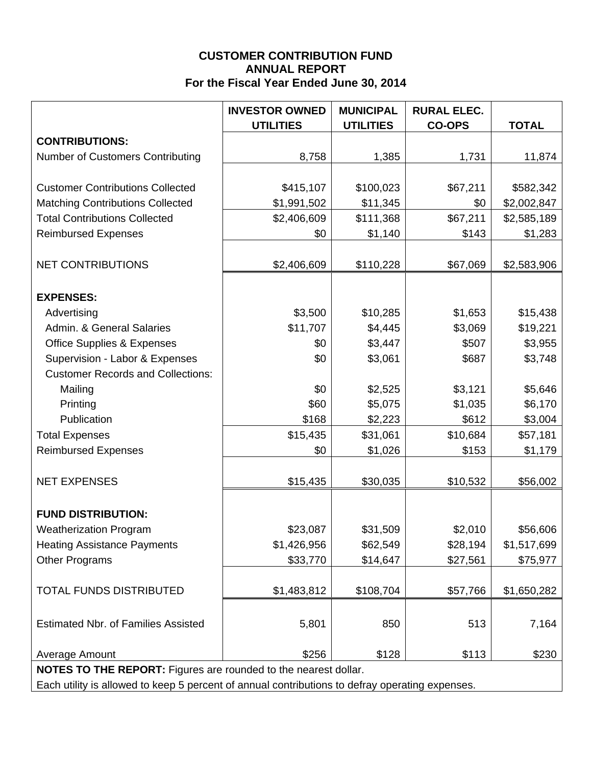# CUSTOMER CONTRIBUTION FUND
## ANNUAL REPORT
### For the Fiscal Year Ended June 30, 2014

| | INVESTOR OWNED UTILITIES | MUNICIPAL UTILITIES | RURAL ELEC. CO-OPS | TOTAL |
|---|---|---|---|---|
| **CONTRIBUTIONS:** | | | | |
| Number of Customers Contributing | 8,758 | 1,385 | 1,731 | 11,874 |
| Customer Contributions Collected | $415,107 | $100,023 | $67,211 | $582,342 |
| Matching Contributions Collected | $1,991,502 | $11,345 | $0 | $2,002,847 |
| Total Contributions Collected | $2,406,609 | $111,368 | $67,211 | $2,585,189 |
| Reimbursed Expenses | $0 | $1,140 | $143 | $1,283 |
| NET CONTRIBUTIONS | $2,406,609 | $110,228 | $67,069 | $2,583,906 |
| **EXPENSES:** | | | | |
| Advertising | $3,500 | $10,285 | $1,653 | $15,438 |
| Admin. & General Salaries | $11,707 | $4,445 | $3,069 | $19,221 |
| Office Supplies & Expenses | $0 | $3,447 | $507 | $3,955 |
| Supervision - Labor & Expenses | $0 | $3,061 | $687 | $3,748 |
| Customer Records and Collections: | | | | |
| Mailing | $0 | $2,525 | $3,121 | $5,646 |
| Printing | $60 | $5,075 | $1,035 | $6,170 |
| Publication | $168 | $2,223 | $612 | $3,004 |
| Total Expenses | $15,435 | $31,061 | $10,684 | $57,181 |
| Reimbursed Expenses | $0 | $1,026 | $153 | $1,179 |
| NET EXPENSES | $15,435 | $30,035 | $10,532 | $56,002 |
| **FUND DISTRIBUTION:** | | | | |
| Weatherization Program | $23,087 | $31,509 | $2,010 | $56,606 |
| Heating Assistance Payments | $1,426,956 | $62,549 | $28,194 | $1,517,699 |
| Other Programs | $33,770 | $14,647 | $27,561 | $75,977 |
| TOTAL FUNDS DISTRIBUTED | $1,483,812 | $108,704 | $57,766 | $1,650,282 |
| Estimated Nbr. of Families Assisted | 5,801 | 850 | 513 | 7,164 |
| Average Amount | $256 | $128 | $113 | $230 |

**NOTES TO THE REPORT:** Figures are rounded to the nearest dollar.

Each utility is allowed to keep 5 percent of annual contributions to defray operating expenses.